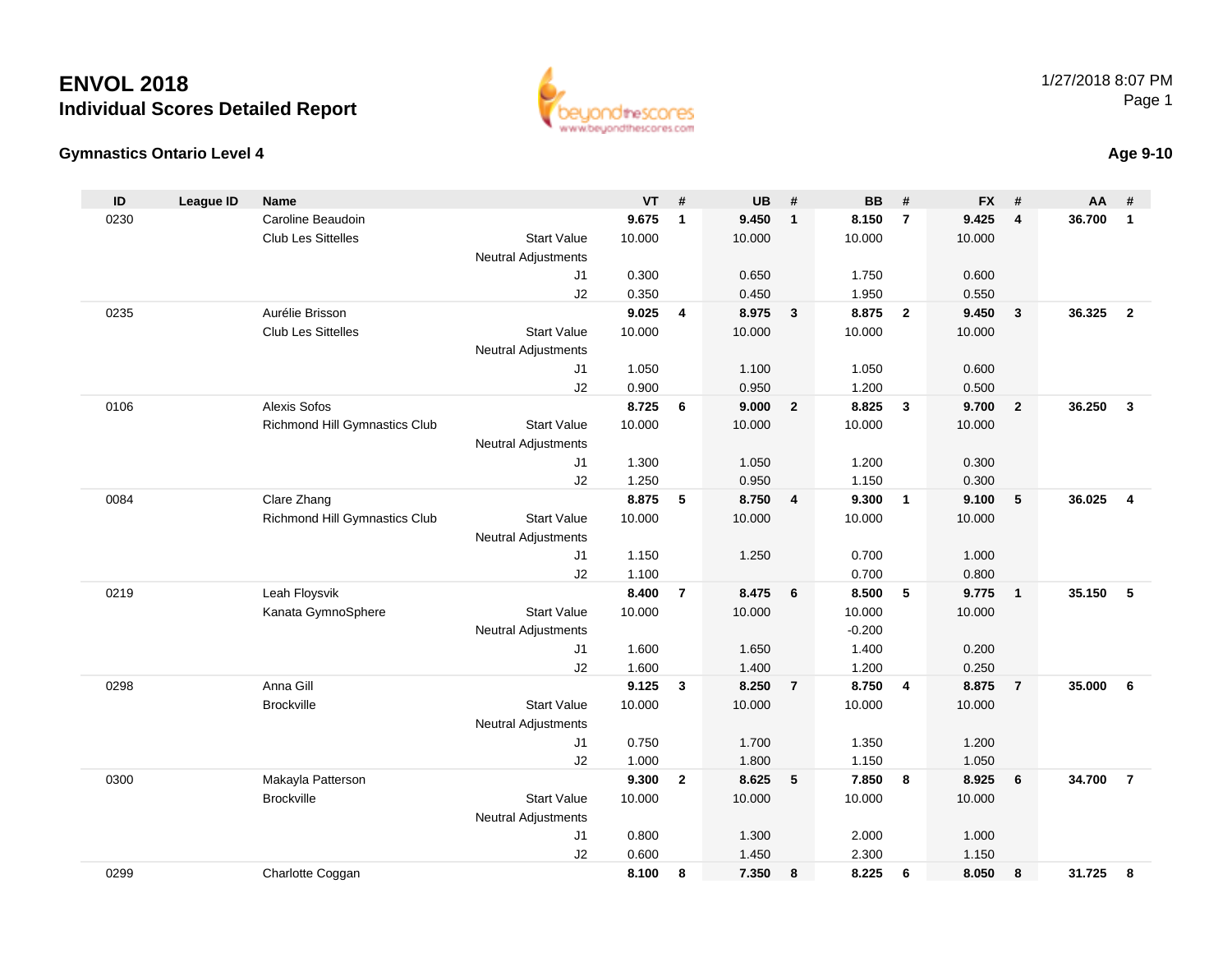# ENVOL 2018

## Individual Scores Detailed Report

1/27/2018 8:07 PM

### Gymnastics Ontario Level 4

**Age 9-10**

| ID | League ID | Name | | VT | # | UB | # | BB | # | FX | # | AA | # |
|---|---|---|---|---|---|---|---|---|---|---|---|---|---|
| 0230 | | Caroline Beaudoin | | **9.675** | **1** | **9.450** | **1** | **8.150** | **7** | **9.425** | **4** | **36.700** | **1** |
| | | Club Les Sittelles | Start Value | 10.000 | | 10.000 | | 10.000 | | 10.000 | | | |
| | | | Neutral Adjustments | | | | | | | | | | |
| | | | J1 | 0.300 | | 0.650 | | 1.750 | | 0.600 | | | |
| | | | J2 | 0.350 | | 0.450 | | 1.950 | | 0.550 | | | |
| 0235 | | Aurélie Brisson | | **9.025** | **4** | **8.975** | **3** | **8.875** | **2** | **9.450** | **3** | **36.325** | **2** |
| | | Club Les Sittelles | Start Value | 10.000 | | 10.000 | | 10.000 | | 10.000 | | | |
| | | | Neutral Adjustments | | | | | | | | | | |
| | | | J1 | 1.050 | | 1.100 | | 1.050 | | 0.600 | | | |
| | | | J2 | 0.900 | | 0.950 | | 1.200 | | 0.500 | | | |
| 0106 | | Alexis Sofos | | **8.725** | **6** | **9.000** | **2** | **8.825** | **3** | **9.700** | **2** | **36.250** | **3** |
| | | Richmond Hill Gymnastics Club | Start Value | 10.000 | | 10.000 | | 10.000 | | 10.000 | | | |
| | | | Neutral Adjustments | | | | | | | | | | |
| | | | J1 | 1.300 | | 1.050 | | 1.200 | | 0.300 | | | |
| | | | J2 | 1.250 | | 0.950 | | 1.150 | | 0.300 | | | |
| 0084 | | Clare Zhang | | **8.875** | **5** | **8.750** | **4** | **9.300** | **1** | **9.100** | **5** | **36.025** | **4** |
| | | Richmond Hill Gymnastics Club | Start Value | 10.000 | | 10.000 | | 10.000 | | 10.000 | | | |
| | | | Neutral Adjustments | | | | | | | | | | |
| | | | J1 | 1.150 | | 1.250 | | 0.700 | | 1.000 | | | |
| | | | J2 | 1.100 | | | | 0.700 | | 0.800 | | | |
| 0219 | | Leah Floysvik | | **8.400** | **7** | **8.475** | **6** | **8.500** | **5** | **9.775** | **1** | **35.150** | **5** |
| | | Kanata GymnoSphere | Start Value | 10.000 | | 10.000 | | 10.000 | | 10.000 | | | |
| | | | Neutral Adjustments | | | | | -0.200 | | | | | |
| | | | J1 | 1.600 | | 1.650 | | 1.400 | | 0.200 | | | |
| | | | J2 | 1.600 | | 1.400 | | 1.200 | | 0.250 | | | |
| 0298 | | Anna Gill | | **9.125** | **3** | **8.250** | **7** | **8.750** | **4** | **8.875** | **7** | **35.000** | **6** |
| | | Brockville | Start Value | 10.000 | | 10.000 | | 10.000 | | 10.000 | | | |
| | | | Neutral Adjustments | | | | | | | | | | |
| | | | J1 | 0.750 | | 1.700 | | 1.350 | | 1.200 | | | |
| | | | J2 | 1.000 | | 1.800 | | 1.150 | | 1.050 | | | |
| 0300 | | Makayla Patterson | | **9.300** | **2** | **8.625** | **5** | **7.850** | **8** | **8.925** | **6** | **34.700** | **7** |
| | | Brockville | Start Value | 10.000 | | 10.000 | | 10.000 | | 10.000 | | | |
| | | | Neutral Adjustments | | | | | | | | | | |
| | | | J1 | 0.800 | | 1.300 | | 2.000 | | 1.000 | | | |
| | | | J2 | 0.600 | | 1.450 | | 2.300 | | 1.150 | | | |
| 0299 | | Charlotte Coggan | | **8.100** | **8** | **7.350** | **8** | **8.225** | **6** | **8.050** | **8** | **31.725** | **8** |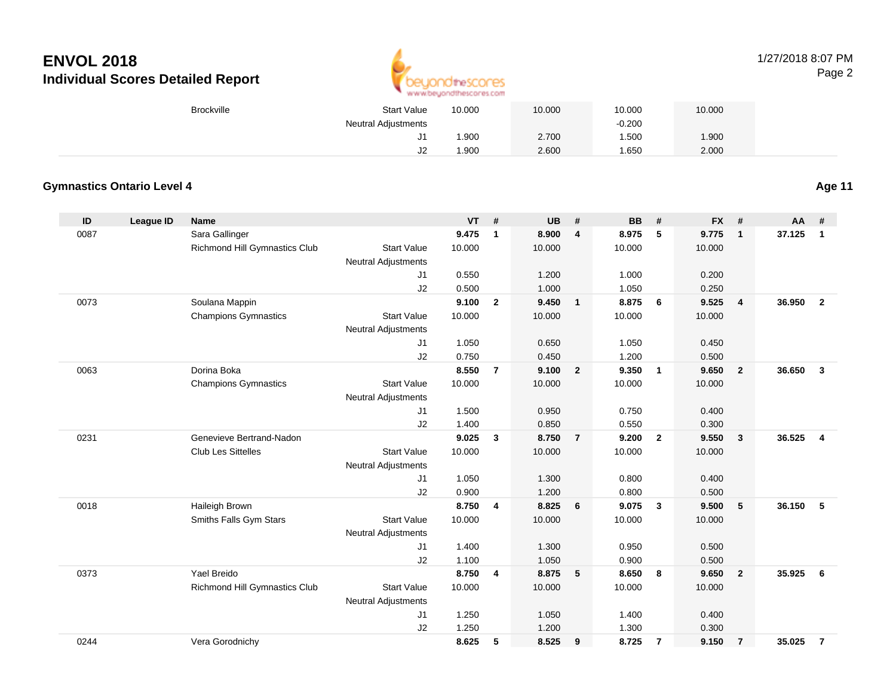# ENVOL 2018
## Individual Scores Detailed Report

1/27/2018 8:07 PM

| | | | | VT | | UB | | BB | | FX | | | |
|---|---|---|---|---|---|---|---|---|---|---|---|---|---|
| | | Brockville | Start Value | 10.000 | | 10.000 | | 10.000 | | 10.000 | | | |
| | | | Neutral Adjustments | | | | | -0.200 | | | | | |
| | | | J1 | 1.900 | | 2.700 | | 1.500 | | 1.900 | | | |
| | | | J2 | 1.900 | | 2.600 | | 1.650 | | 2.000 | | | |

### Gymnastics Ontario Level 4 — Age 11

| ID | League ID | Name | | VT | # | UB | # | BB | # | FX | # | AA | # |
|---|---|---|---|---|---|---|---|---|---|---|---|---|---|
| 0087 | | Sara Gallinger | | 9.475 | 1 | 8.900 | 4 | 8.975 | 5 | 9.775 | 1 | 37.125 | 1 |
| | | Richmond Hill Gymnastics Club | Start Value | 10.000 | | 10.000 | | 10.000 | | 10.000 | | | |
| | | | Neutral Adjustments | | | | | | | | | | |
| | | | J1 | 0.550 | | 1.200 | | 1.000 | | 0.200 | | | |
| | | | J2 | 0.500 | | 1.000 | | 1.050 | | 0.250 | | | |
| 0073 | | Soulana Mappin | | 9.100 | 2 | 9.450 | 1 | 8.875 | 6 | 9.525 | 4 | 36.950 | 2 |
| | | Champions Gymnastics | Start Value | 10.000 | | 10.000 | | 10.000 | | 10.000 | | | |
| | | | Neutral Adjustments | | | | | | | | | | |
| | | | J1 | 1.050 | | 0.650 | | 1.050 | | 0.450 | | | |
| | | | J2 | 0.750 | | 0.450 | | 1.200 | | 0.500 | | | |
| 0063 | | Dorina Boka | | 8.550 | 7 | 9.100 | 2 | 9.350 | 1 | 9.650 | 2 | 36.650 | 3 |
| | | Champions Gymnastics | Start Value | 10.000 | | 10.000 | | 10.000 | | 10.000 | | | |
| | | | Neutral Adjustments | | | | | | | | | | |
| | | | J1 | 1.500 | | 0.950 | | 0.750 | | 0.400 | | | |
| | | | J2 | 1.400 | | 0.850 | | 0.550 | | 0.300 | | | |
| 0231 | | Genevieve Bertrand-Nadon | | 9.025 | 3 | 8.750 | 7 | 9.200 | 2 | 9.550 | 3 | 36.525 | 4 |
| | | Club Les Sittelles | Start Value | 10.000 | | 10.000 | | 10.000 | | 10.000 | | | |
| | | | Neutral Adjustments | | | | | | | | | | |
| | | | J1 | 1.050 | | 1.300 | | 0.800 | | 0.400 | | | |
| | | | J2 | 0.900 | | 1.200 | | 0.800 | | 0.500 | | | |
| 0018 | | Haileigh Brown | | 8.750 | 4 | 8.825 | 6 | 9.075 | 3 | 9.500 | 5 | 36.150 | 5 |
| | | Smiths Falls Gym Stars | Start Value | 10.000 | | 10.000 | | 10.000 | | 10.000 | | | |
| | | | Neutral Adjustments | | | | | | | | | | |
| | | | J1 | 1.400 | | 1.300 | | 0.950 | | 0.500 | | | |
| | | | J2 | 1.100 | | 1.050 | | 0.900 | | 0.500 | | | |
| 0373 | | Yael Breido | | 8.750 | 4 | 8.875 | 5 | 8.650 | 8 | 9.650 | 2 | 35.925 | 6 |
| | | Richmond Hill Gymnastics Club | Start Value | 10.000 | | 10.000 | | 10.000 | | 10.000 | | | |
| | | | Neutral Adjustments | | | | | | | | | | |
| | | | J1 | 1.250 | | 1.050 | | 1.400 | | 0.400 | | | |
| | | | J2 | 1.250 | | 1.200 | | 1.300 | | 0.300 | | | |
| 0244 | | Vera Gorodnichy | | 8.625 | 5 | 8.525 | 9 | 8.725 | 7 | 9.150 | 7 | 35.025 | 7 |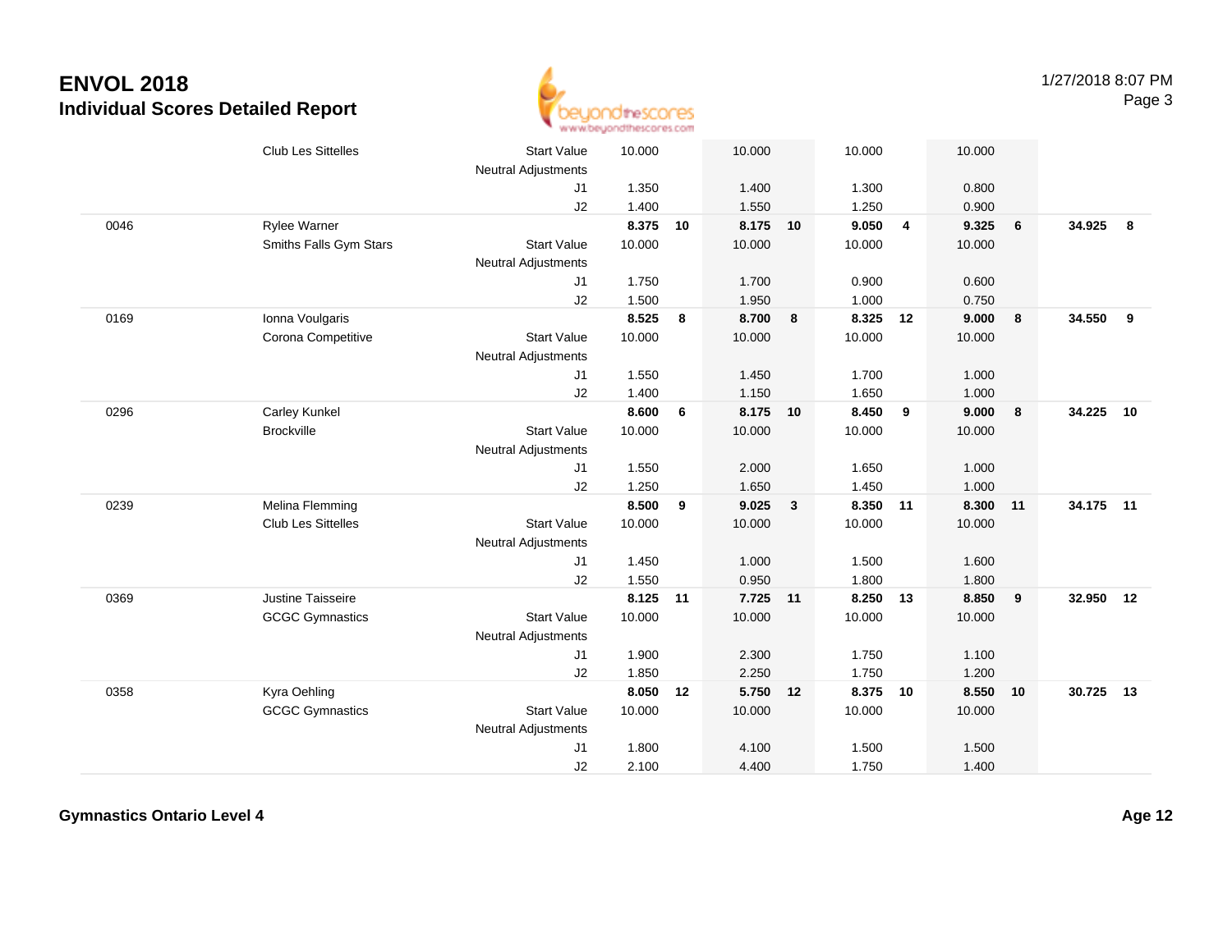# ENVOL 2018

## Individual Scores Detailed Report

| | | | | | | | | | | | | |
|---|---|---|---|---|---|---|---|---|---|---|---|---|
| | Club Les Sittelles | Start Value | 10.000 | | 10.000 | | 10.000 | | 10.000 | | | |
| | | Neutral Adjustments | | | | | | | | | | |
| | | J1 | 1.350 | | 1.400 | | 1.300 | | 0.800 | | | |
| | | J2 | 1.400 | | 1.550 | | 1.250 | | 0.900 | | | |
| 0046 | Rylee Warner | | **8.375** | **10** | **8.175** | **10** | **9.050** | **4** | **9.325** | **6** | **34.925** | **8** |
| | Smiths Falls Gym Stars | Start Value | 10.000 | | 10.000 | | 10.000 | | 10.000 | | | |
| | | Neutral Adjustments | | | | | | | | | | |
| | | J1 | 1.750 | | 1.700 | | 0.900 | | 0.600 | | | |
| | | J2 | 1.500 | | 1.950 | | 1.000 | | 0.750 | | | |
| 0169 | Ionna Voulgaris | | **8.525** | **8** | **8.700** | **8** | **8.325** | **12** | **9.000** | **8** | **34.550** | **9** |
| | Corona Competitive | Start Value | 10.000 | | 10.000 | | 10.000 | | 10.000 | | | |
| | | Neutral Adjustments | | | | | | | | | | |
| | | J1 | 1.550 | | 1.450 | | 1.700 | | 1.000 | | | |
| | | J2 | 1.400 | | 1.150 | | 1.650 | | 1.000 | | | |
| 0296 | Carley Kunkel | | **8.600** | **6** | **8.175** | **10** | **8.450** | **9** | **9.000** | **8** | **34.225** | **10** |
| | Brockville | Start Value | 10.000 | | 10.000 | | 10.000 | | 10.000 | | | |
| | | Neutral Adjustments | | | | | | | | | | |
| | | J1 | 1.550 | | 2.000 | | 1.650 | | 1.000 | | | |
| | | J2 | 1.250 | | 1.650 | | 1.450 | | 1.000 | | | |
| 0239 | Melina Flemming | | **8.500** | **9** | **9.025** | **3** | **8.350** | **11** | **8.300** | **11** | **34.175** | **11** |
| | Club Les Sittelles | Start Value | 10.000 | | 10.000 | | 10.000 | | 10.000 | | | |
| | | Neutral Adjustments | | | | | | | | | | |
| | | J1 | 1.450 | | 1.000 | | 1.500 | | 1.600 | | | |
| | | J2 | 1.550 | | 0.950 | | 1.800 | | 1.800 | | | |
| 0369 | Justine Taisseire | | **8.125** | **11** | **7.725** | **11** | **8.250** | **13** | **8.850** | **9** | **32.950** | **12** |
| | GCGC Gymnastics | Start Value | 10.000 | | 10.000 | | 10.000 | | 10.000 | | | |
| | | Neutral Adjustments | | | | | | | | | | |
| | | J1 | 1.900 | | 2.300 | | 1.750 | | 1.100 | | | |
| | | J2 | 1.850 | | 2.250 | | 1.750 | | 1.200 | | | |
| 0358 | Kyra Oehling | | **8.050** | **12** | **5.750** | **12** | **8.375** | **10** | **8.550** | **10** | **30.725** | **13** |
| | GCGC Gymnastics | Start Value | 10.000 | | 10.000 | | 10.000 | | 10.000 | | | |
| | | Neutral Adjustments | | | | | | | | | | |
| | | J1 | 1.800 | | 4.100 | | 1.500 | | 1.500 | | | |
| | | J2 | 2.100 | | 4.400 | | 1.750 | | 1.400 | | | |

**Gymnastics Ontario Level 4** **Age 12**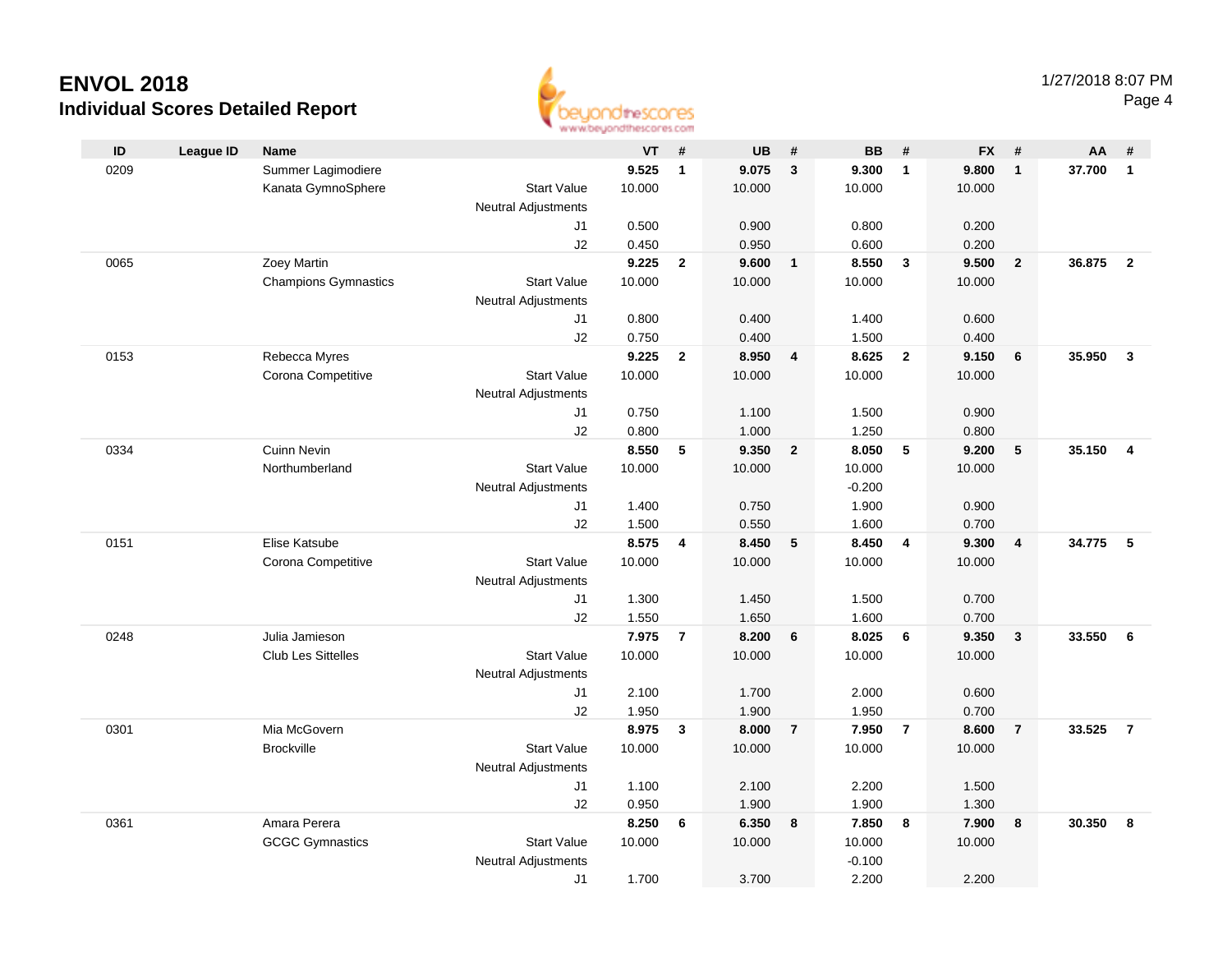# ENVOL 2018

## Individual Scores Detailed Report

1/27/2018 8:07 PM

| ID | League ID | Name | | VT | # | UB | # | BB | # | FX | # | AA | # |
|---|---|---|---|---|---|---|---|---|---|---|---|---|---|
| 0209 | | Summer Lagimodiere | | **9.525** | **1** | **9.075** | **3** | **9.300** | **1** | **9.800** | **1** | **37.700** | **1** |
| | | Kanata GymnoSphere | Start Value | 10.000 | | 10.000 | | 10.000 | | 10.000 | | | |
| | | | Neutral Adjustments | | | | | | | | | | |
| | | | J1 | 0.500 | | 0.900 | | 0.800 | | 0.200 | | | |
| | | | J2 | 0.450 | | 0.950 | | 0.600 | | 0.200 | | | |
| 0065 | | Zoey Martin | | **9.225** | **2** | **9.600** | **1** | **8.550** | **3** | **9.500** | **2** | **36.875** | **2** |
| | | Champions Gymnastics | Start Value | 10.000 | | 10.000 | | 10.000 | | 10.000 | | | |
| | | | Neutral Adjustments | | | | | | | | | | |
| | | | J1 | 0.800 | | 0.400 | | 1.400 | | 0.600 | | | |
| | | | J2 | 0.750 | | 0.400 | | 1.500 | | 0.400 | | | |
| 0153 | | Rebecca Myres | | **9.225** | **2** | **8.950** | **4** | **8.625** | **2** | **9.150** | **6** | **35.950** | **3** |
| | | Corona Competitive | Start Value | 10.000 | | 10.000 | | 10.000 | | 10.000 | | | |
| | | | Neutral Adjustments | | | | | | | | | | |
| | | | J1 | 0.750 | | 1.100 | | 1.500 | | 0.900 | | | |
| | | | J2 | 0.800 | | 1.000 | | 1.250 | | 0.800 | | | |
| 0334 | | Cuinn Nevin | | **8.550** | **5** | **9.350** | **2** | **8.050** | **5** | **9.200** | **5** | **35.150** | **4** |
| | | Northumberland | Start Value | 10.000 | | 10.000 | | 10.000 | | 10.000 | | | |
| | | | Neutral Adjustments | | | | | -0.200 | | | | | |
| | | | J1 | 1.400 | | 0.750 | | 1.900 | | 0.900 | | | |
| | | | J2 | 1.500 | | 0.550 | | 1.600 | | 0.700 | | | |
| 0151 | | Elise Katsube | | **8.575** | **4** | **8.450** | **5** | **8.450** | **4** | **9.300** | **4** | **34.775** | **5** |
| | | Corona Competitive | Start Value | 10.000 | | 10.000 | | 10.000 | | 10.000 | | | |
| | | | Neutral Adjustments | | | | | | | | | | |
| | | | J1 | 1.300 | | 1.450 | | 1.500 | | 0.700 | | | |
| | | | J2 | 1.550 | | 1.650 | | 1.600 | | 0.700 | | | |
| 0248 | | Julia Jamieson | | **7.975** | **7** | **8.200** | **6** | **8.025** | **6** | **9.350** | **3** | **33.550** | **6** |
| | | Club Les Sittelles | Start Value | 10.000 | | 10.000 | | 10.000 | | 10.000 | | | |
| | | | Neutral Adjustments | | | | | | | | | | |
| | | | J1 | 2.100 | | 1.700 | | 2.000 | | 0.600 | | | |
| | | | J2 | 1.950 | | 1.900 | | 1.950 | | 0.700 | | | |
| 0301 | | Mia McGovern | | **8.975** | **3** | **8.000** | **7** | **7.950** | **7** | **8.600** | **7** | **33.525** | **7** |
| | | Brockville | Start Value | 10.000 | | 10.000 | | 10.000 | | 10.000 | | | |
| | | | Neutral Adjustments | | | | | | | | | | |
| | | | J1 | 1.100 | | 2.100 | | 2.200 | | 1.500 | | | |
| | | | J2 | 0.950 | | 1.900 | | 1.900 | | 1.300 | | | |
| 0361 | | Amara Perera | | **8.250** | **6** | **6.350** | **8** | **7.850** | **8** | **7.900** | **8** | **30.350** | **8** |
| | | GCGC Gymnastics | Start Value | 10.000 | | 10.000 | | 10.000 | | 10.000 | | | |
| | | | Neutral Adjustments | | | | | -0.100 | | | | | |
| | | | J1 | 1.700 | | 3.700 | | 2.200 | | 2.200 | | | |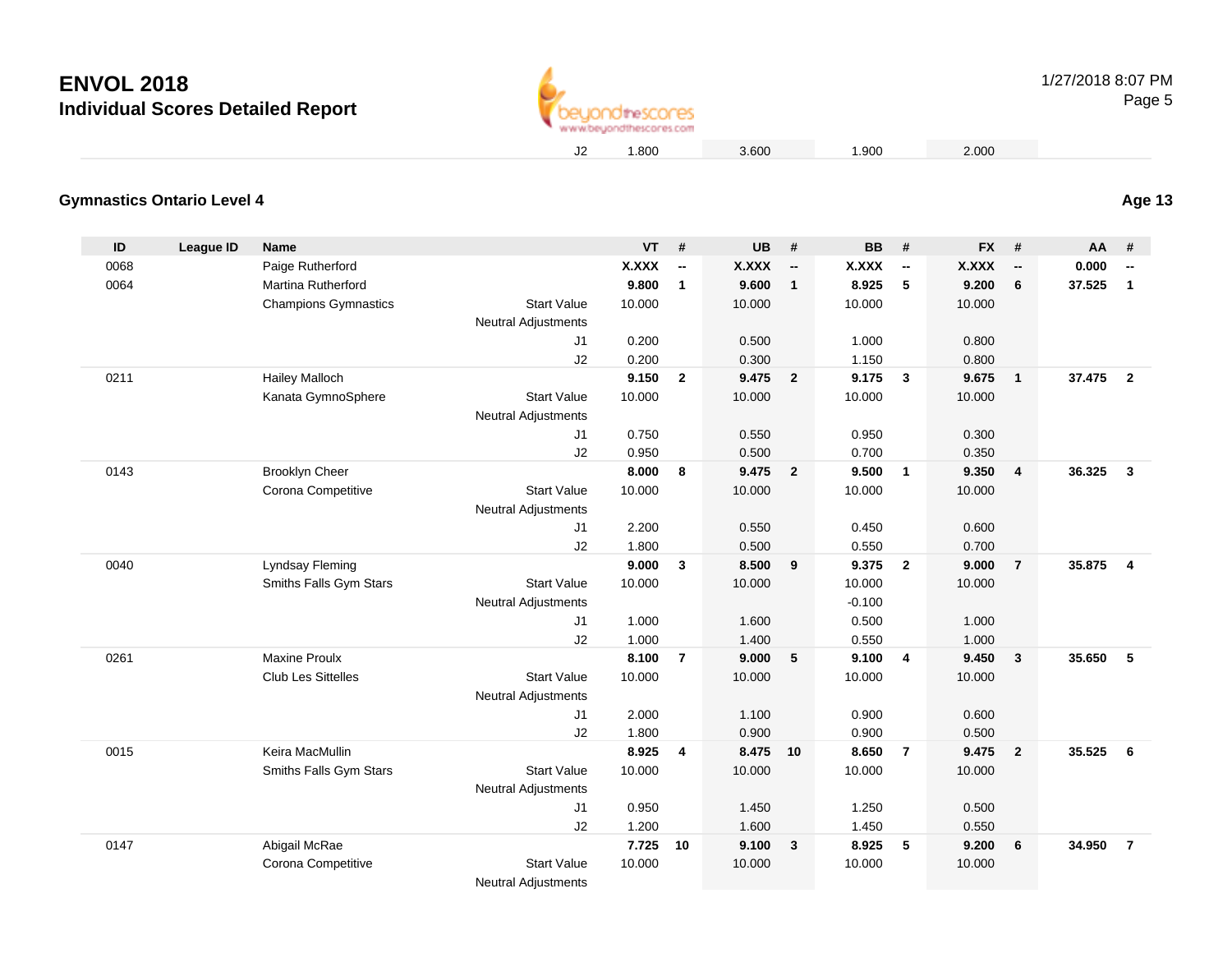# ENVOL 2018

## Individual Scores Detailed Report

1/27/2018 8:07 PM

| | | | | J2 | 1.800 | | 3.600 | | 1.900 | | 2.000 | | | |
|---|---|---|---|---|---|---|---|---|---|---|---|---|---|---|

### Gymnastics Ontario Level 4

**Age 13**

| ID | League ID | Name | | | VT | # | UB | # | BB | # | FX | # | AA | # |
|---|---|---|---|---|---|---|---|---|---|---|---|---|---|---|
| 0068 | | Paige Rutherford | | | **X.XXX** | **--** | **X.XXX** | **--** | **X.XXX** | **--** | **X.XXX** | **--** | **0.000** | **--** |
| 0064 | | Martina Rutherford | | | **9.800** | **1** | **9.600** | **1** | **8.925** | **5** | **9.200** | **6** | **37.525** | **1** |
| | | Champions Gymnastics | | Start Value | 10.000 | | 10.000 | | 10.000 | | 10.000 | | | |
| | | | Neutral Adjustments | | | | | | | | | | | |
| | | | | J1 | 0.200 | | 0.500 | | 1.000 | | 0.800 | | | |
| | | | | J2 | 0.200 | | 0.300 | | 1.150 | | 0.800 | | | |
| 0211 | | Hailey Malloch | | | **9.150** | **2** | **9.475** | **2** | **9.175** | **3** | **9.675** | **1** | **37.475** | **2** |
| | | Kanata GymnoSphere | | Start Value | 10.000 | | 10.000 | | 10.000 | | 10.000 | | | |
| | | | Neutral Adjustments | | | | | | | | | | | |
| | | | | J1 | 0.750 | | 0.550 | | 0.950 | | 0.300 | | | |
| | | | | J2 | 0.950 | | 0.500 | | 0.700 | | 0.350 | | | |
| 0143 | | Brooklyn Cheer | | | **8.000** | **8** | **9.475** | **2** | **9.500** | **1** | **9.350** | **4** | **36.325** | **3** |
| | | Corona Competitive | | Start Value | 10.000 | | 10.000 | | 10.000 | | 10.000 | | | |
| | | | Neutral Adjustments | | | | | | | | | | | |
| | | | | J1 | 2.200 | | 0.550 | | 0.450 | | 0.600 | | | |
| | | | | J2 | 1.800 | | 0.500 | | 0.550 | | 0.700 | | | |
| 0040 | | Lyndsay Fleming | | | **9.000** | **3** | **8.500** | **9** | **9.375** | **2** | **9.000** | **7** | **35.875** | **4** |
| | | Smiths Falls Gym Stars | | Start Value | 10.000 | | 10.000 | | 10.000 | | 10.000 | | | |
| | | | Neutral Adjustments | | | | | | -0.100 | | | | | |
| | | | | J1 | 1.000 | | 1.600 | | 0.500 | | 1.000 | | | |
| | | | | J2 | 1.000 | | 1.400 | | 0.550 | | 1.000 | | | |
| 0261 | | Maxine Proulx | | | **8.100** | **7** | **9.000** | **5** | **9.100** | **4** | **9.450** | **3** | **35.650** | **5** |
| | | Club Les Sittelles | | Start Value | 10.000 | | 10.000 | | 10.000 | | 10.000 | | | |
| | | | Neutral Adjustments | | | | | | | | | | | |
| | | | | J1 | 2.000 | | 1.100 | | 0.900 | | 0.600 | | | |
| | | | | J2 | 1.800 | | 0.900 | | 0.900 | | 0.500 | | | |
| 0015 | | Keira MacMullin | | | **8.925** | **4** | **8.475** | **10** | **8.650** | **7** | **9.475** | **2** | **35.525** | **6** |
| | | Smiths Falls Gym Stars | | Start Value | 10.000 | | 10.000 | | 10.000 | | 10.000 | | | |
| | | | Neutral Adjustments | | | | | | | | | | | |
| | | | | J1 | 0.950 | | 1.450 | | 1.250 | | 0.500 | | | |
| | | | | J2 | 1.200 | | 1.600 | | 1.450 | | 0.550 | | | |
| 0147 | | Abigail McRae | | | **7.725** | **10** | **9.100** | **3** | **8.925** | **5** | **9.200** | **6** | **34.950** | **7** |
| | | Corona Competitive | | Start Value | 10.000 | | 10.000 | | 10.000 | | 10.000 | | | |
| | | | Neutral Adjustments | | | | | | | | | | | |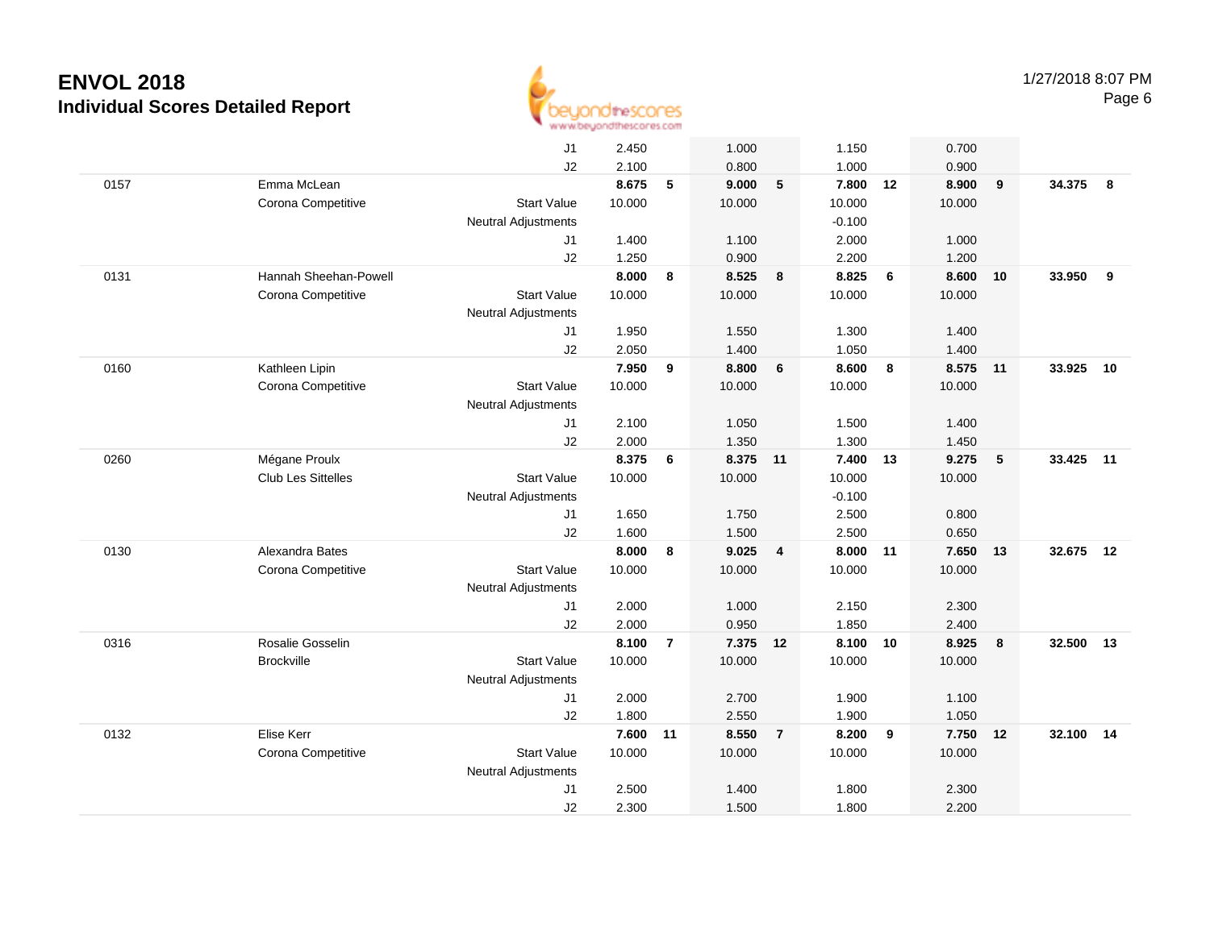# ENVOL 2018

## Individual Scores Detailed Report

1/27/2018 8:07 PM

| | | | | | | | | | | | | |
|---|---|---|---|---|---|---|---|---|---|---|---|---|
| | | J1 | 2.450 | | 1.000 | | 1.150 | | 0.700 | | | |
| | | J2 | 2.100 | | 0.800 | | 1.000 | | 0.900 | | | |
| 0157 | Emma McLean | | **8.675** | **5** | **9.000** | **5** | **7.800** | **12** | **8.900** | **9** | **34.375** | **8** |
| | Corona Competitive | Start Value | 10.000 | | 10.000 | | 10.000 | | 10.000 | | | |
| | | Neutral Adjustments | | | | | -0.100 | | | | | |
| | | J1 | 1.400 | | 1.100 | | 2.000 | | 1.000 | | | |
| | | J2 | 1.250 | | 0.900 | | 2.200 | | 1.200 | | | |
| 0131 | Hannah Sheehan-Powell | | **8.000** | **8** | **8.525** | **8** | **8.825** | **6** | **8.600** | **10** | **33.950** | **9** |
| | Corona Competitive | Start Value | 10.000 | | 10.000 | | 10.000 | | 10.000 | | | |
| | | Neutral Adjustments | | | | | | | | | | |
| | | J1 | 1.950 | | 1.550 | | 1.300 | | 1.400 | | | |
| | | J2 | 2.050 | | 1.400 | | 1.050 | | 1.400 | | | |
| 0160 | Kathleen Lipin | | **7.950** | **9** | **8.800** | **6** | **8.600** | **8** | **8.575** | **11** | **33.925** | **10** |
| | Corona Competitive | Start Value | 10.000 | | 10.000 | | 10.000 | | 10.000 | | | |
| | | Neutral Adjustments | | | | | | | | | | |
| | | J1 | 2.100 | | 1.050 | | 1.500 | | 1.400 | | | |
| | | J2 | 2.000 | | 1.350 | | 1.300 | | 1.450 | | | |
| 0260 | Mégane Proulx | | **8.375** | **6** | **8.375** | **11** | **7.400** | **13** | **9.275** | **5** | **33.425** | **11** |
| | Club Les Sittelles | Start Value | 10.000 | | 10.000 | | 10.000 | | 10.000 | | | |
| | | Neutral Adjustments | | | | | -0.100 | | | | | |
| | | J1 | 1.650 | | 1.750 | | 2.500 | | 0.800 | | | |
| | | J2 | 1.600 | | 1.500 | | 2.500 | | 0.650 | | | |
| 0130 | Alexandra Bates | | **8.000** | **8** | **9.025** | **4** | **8.000** | **11** | **7.650** | **13** | **32.675** | **12** |
| | Corona Competitive | Start Value | 10.000 | | 10.000 | | 10.000 | | 10.000 | | | |
| | | Neutral Adjustments | | | | | | | | | | |
| | | J1 | 2.000 | | 1.000 | | 2.150 | | 2.300 | | | |
| | | J2 | 2.000 | | 0.950 | | 1.850 | | 2.400 | | | |
| 0316 | Rosalie Gosselin | | **8.100** | **7** | **7.375** | **12** | **8.100** | **10** | **8.925** | **8** | **32.500** | **13** |
| | Brockville | Start Value | 10.000 | | 10.000 | | 10.000 | | 10.000 | | | |
| | | Neutral Adjustments | | | | | | | | | | |
| | | J1 | 2.000 | | 2.700 | | 1.900 | | 1.100 | | | |
| | | J2 | 1.800 | | 2.550 | | 1.900 | | 1.050 | | | |
| 0132 | Elise Kerr | | **7.600** | **11** | **8.550** | **7** | **8.200** | **9** | **7.750** | **12** | **32.100** | **14** |
| | Corona Competitive | Start Value | 10.000 | | 10.000 | | 10.000 | | 10.000 | | | |
| | | Neutral Adjustments | | | | | | | | | | |
| | | J1 | 2.500 | | 1.400 | | 1.800 | | 2.300 | | | |
| | | J2 | 2.300 | | 1.500 | | 1.800 | | 2.200 | | | |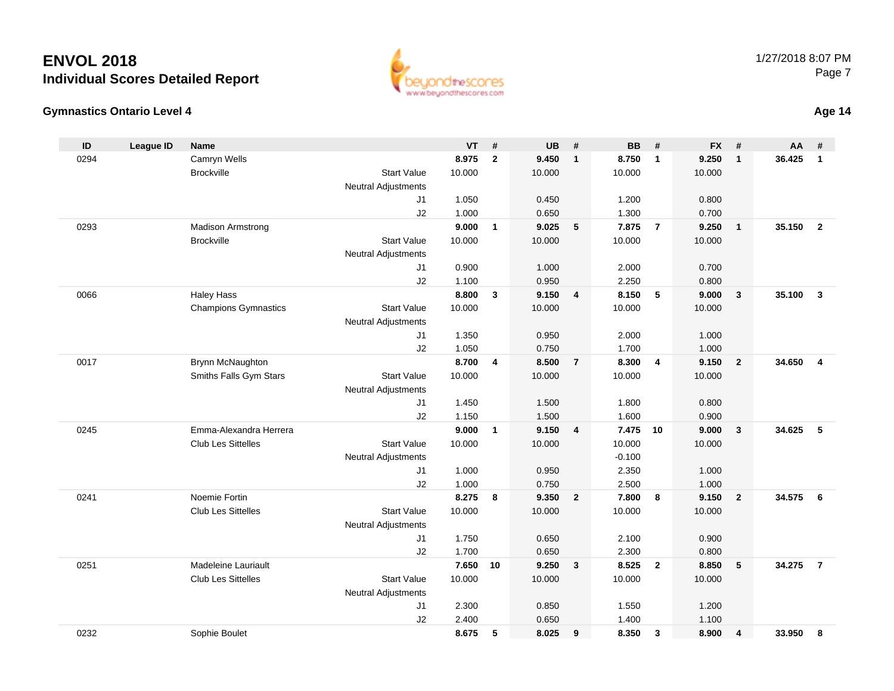# ENVOL 2018

## Individual Scores Detailed Report

### Gymnastics Ontario Level 4

**Age 14**

| ID | League ID | Name | | VT | # | UB | # | BB | # | FX | # | AA | # |
|---|---|---|---|---|---|---|---|---|---|---|---|---|---|
| 0294 | | Camryn Wells | | **8.975** | **2** | **9.450** | **1** | **8.750** | **1** | **9.250** | **1** | **36.425** | **1** |
| | | Brockville | Start Value | 10.000 | | 10.000 | | 10.000 | | 10.000 | | | |
| | | | Neutral Adjustments | | | | | | | | | | |
| | | | J1 | 1.050 | | 0.450 | | 1.200 | | 0.800 | | | |
| | | | J2 | 1.000 | | 0.650 | | 1.300 | | 0.700 | | | |
| 0293 | | Madison Armstrong | | **9.000** | **1** | **9.025** | **5** | **7.875** | **7** | **9.250** | **1** | **35.150** | **2** |
| | | Brockville | Start Value | 10.000 | | 10.000 | | 10.000 | | 10.000 | | | |
| | | | Neutral Adjustments | | | | | | | | | | |
| | | | J1 | 0.900 | | 1.000 | | 2.000 | | 0.700 | | | |
| | | | J2 | 1.100 | | 0.950 | | 2.250 | | 0.800 | | | |
| 0066 | | Haley Hass | | **8.800** | **3** | **9.150** | **4** | **8.150** | **5** | **9.000** | **3** | **35.100** | **3** |
| | | Champions Gymnastics | Start Value | 10.000 | | 10.000 | | 10.000 | | 10.000 | | | |
| | | | Neutral Adjustments | | | | | | | | | | |
| | | | J1 | 1.350 | | 0.950 | | 2.000 | | 1.000 | | | |
| | | | J2 | 1.050 | | 0.750 | | 1.700 | | 1.000 | | | |
| 0017 | | Brynn McNaughton | | **8.700** | **4** | **8.500** | **7** | **8.300** | **4** | **9.150** | **2** | **34.650** | **4** |
| | | Smiths Falls Gym Stars | Start Value | 10.000 | | 10.000 | | 10.000 | | 10.000 | | | |
| | | | Neutral Adjustments | | | | | | | | | | |
| | | | J1 | 1.450 | | 1.500 | | 1.800 | | 0.800 | | | |
| | | | J2 | 1.150 | | 1.500 | | 1.600 | | 0.900 | | | |
| 0245 | | Emma-Alexandra Herrera | | **9.000** | **1** | **9.150** | **4** | **7.475** | **10** | **9.000** | **3** | **34.625** | **5** |
| | | Club Les Sittelles | Start Value | 10.000 | | 10.000 | | 10.000 | | 10.000 | | | |
| | | | Neutral Adjustments | | | | | -0.100 | | | | | |
| | | | J1 | 1.000 | | 0.950 | | 2.350 | | 1.000 | | | |
| | | | J2 | 1.000 | | 0.750 | | 2.500 | | 1.000 | | | |
| 0241 | | Noemie Fortin | | **8.275** | **8** | **9.350** | **2** | **7.800** | **8** | **9.150** | **2** | **34.575** | **6** |
| | | Club Les Sittelles | Start Value | 10.000 | | 10.000 | | 10.000 | | 10.000 | | | |
| | | | Neutral Adjustments | | | | | | | | | | |
| | | | J1 | 1.750 | | 0.650 | | 2.100 | | 0.900 | | | |
| | | | J2 | 1.700 | | 0.650 | | 2.300 | | 0.800 | | | |
| 0251 | | Madeleine Lauriault | | **7.650** | **10** | **9.250** | **3** | **8.525** | **2** | **8.850** | **5** | **34.275** | **7** |
| | | Club Les Sittelles | Start Value | 10.000 | | 10.000 | | 10.000 | | 10.000 | | | |
| | | | Neutral Adjustments | | | | | | | | | | |
| | | | J1 | 2.300 | | 0.850 | | 1.550 | | 1.200 | | | |
| | | | J2 | 2.400 | | 0.650 | | 1.400 | | 1.100 | | | |
| 0232 | | Sophie Boulet | | **8.675** | **5** | **8.025** | **9** | **8.350** | **3** | **8.900** | **4** | **33.950** | **8** |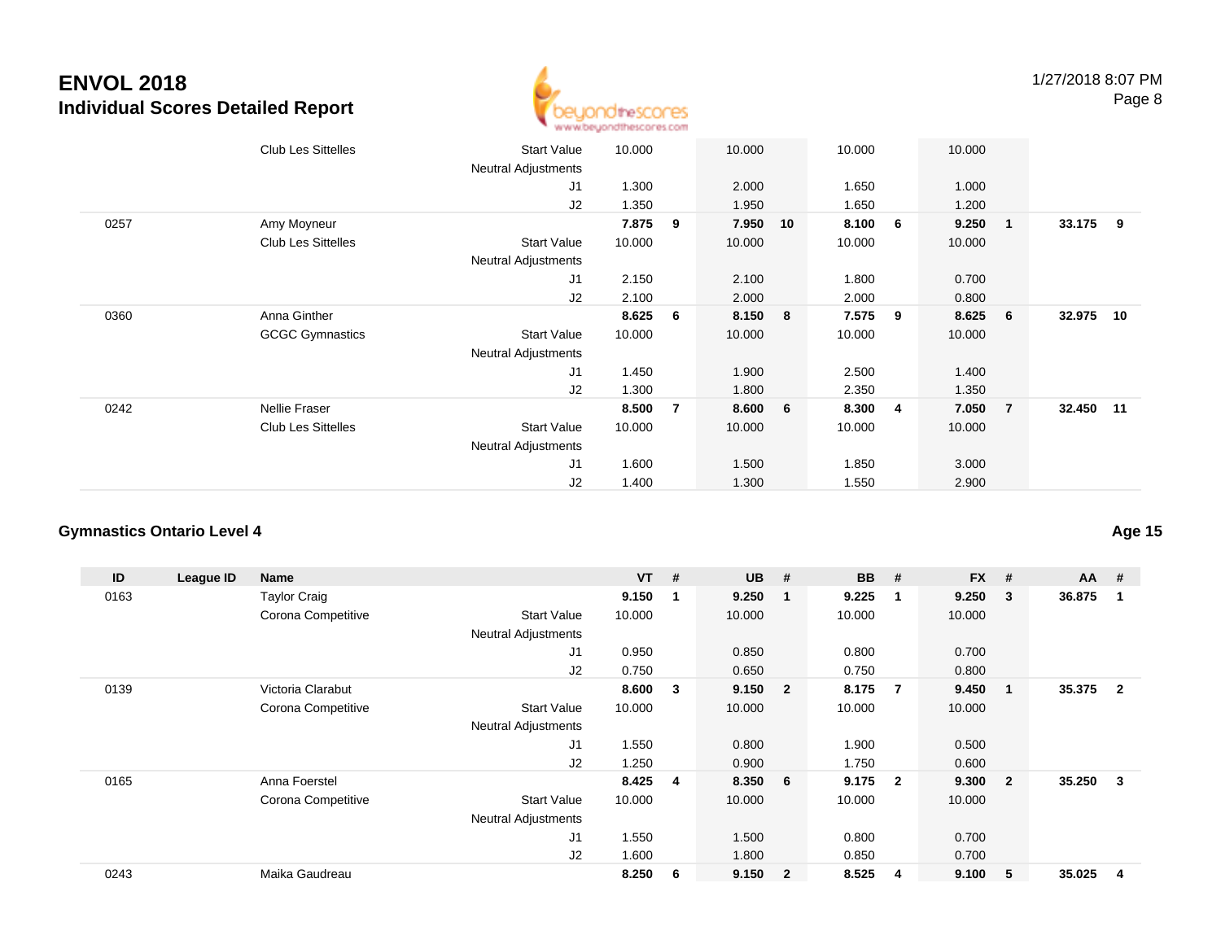# ENVOL 2018
## Individual Scores Detailed Report

| ID | League ID | Name | | VT | # | UB | # | BB | # | FX | # | AA | # |
|---|---|---|---|---|---|---|---|---|---|---|---|---|---|
| | | Club Les Sittelles | Start Value | 10.000 | | 10.000 | | 10.000 | | 10.000 | | | |
| | | | Neutral Adjustments | | | | | | | | | | |
| | | | J1 | 1.300 | | 2.000 | | 1.650 | | 1.000 | | | |
| | | | J2 | 1.350 | | 1.950 | | 1.650 | | 1.200 | | | |
| 0257 | | Amy Moyneur | | **7.875** | **9** | **7.950** | **10** | **8.100** | **6** | **9.250** | **1** | **33.175** | **9** |
| | | Club Les Sittelles | Start Value | 10.000 | | 10.000 | | 10.000 | | 10.000 | | | |
| | | | Neutral Adjustments | | | | | | | | | | |
| | | | J1 | 2.150 | | 2.100 | | 1.800 | | 0.700 | | | |
| | | | J2 | 2.100 | | 2.000 | | 2.000 | | 0.800 | | | |
| 0360 | | Anna Ginther | | **8.625** | **6** | **8.150** | **8** | **7.575** | **9** | **8.625** | **6** | **32.975** | **10** |
| | | GCGC Gymnastics | Start Value | 10.000 | | 10.000 | | 10.000 | | 10.000 | | | |
| | | | Neutral Adjustments | | | | | | | | | | |
| | | | J1 | 1.450 | | 1.900 | | 2.500 | | 1.400 | | | |
| | | | J2 | 1.300 | | 1.800 | | 2.350 | | 1.350 | | | |
| 0242 | | Nellie Fraser | | **8.500** | **7** | **8.600** | **6** | **8.300** | **4** | **7.050** | **7** | **32.450** | **11** |
| | | Club Les Sittelles | Start Value | 10.000 | | 10.000 | | 10.000 | | 10.000 | | | |
| | | | Neutral Adjustments | | | | | | | | | | |
| | | | J1 | 1.600 | | 1.500 | | 1.850 | | 3.000 | | | |
| | | | J2 | 1.400 | | 1.300 | | 1.550 | | 2.900 | | | |

### Gymnastics Ontario Level 4

**Age 15**

| ID | League ID | Name | | VT | # | UB | # | BB | # | FX | # | AA | # |
|---|---|---|---|---|---|---|---|---|---|---|---|---|---|
| 0163 | | Taylor Craig | | **9.150** | **1** | **9.250** | **1** | **9.225** | **1** | **9.250** | **3** | **36.875** | **1** |
| | | Corona Competitive | Start Value | 10.000 | | 10.000 | | 10.000 | | 10.000 | | | |
| | | | Neutral Adjustments | | | | | | | | | | |
| | | | J1 | 0.950 | | 0.850 | | 0.800 | | 0.700 | | | |
| | | | J2 | 0.750 | | 0.650 | | 0.750 | | 0.800 | | | |
| 0139 | | Victoria Clarabut | | **8.600** | **3** | **9.150** | **2** | **8.175** | **7** | **9.450** | **1** | **35.375** | **2** |
| | | Corona Competitive | Start Value | 10.000 | | 10.000 | | 10.000 | | 10.000 | | | |
| | | | Neutral Adjustments | | | | | | | | | | |
| | | | J1 | 1.550 | | 0.800 | | 1.900 | | 0.500 | | | |
| | | | J2 | 1.250 | | 0.900 | | 1.750 | | 0.600 | | | |
| 0165 | | Anna Foerstel | | **8.425** | **4** | **8.350** | **6** | **9.175** | **2** | **9.300** | **2** | **35.250** | **3** |
| | | Corona Competitive | Start Value | 10.000 | | 10.000 | | 10.000 | | 10.000 | | | |
| | | | Neutral Adjustments | | | | | | | | | | |
| | | | J1 | 1.550 | | 1.500 | | 0.800 | | 0.700 | | | |
| | | | J2 | 1.600 | | 1.800 | | 0.850 | | 0.700 | | | |
| 0243 | | Maika Gaudreau | | **8.250** | **6** | **9.150** | **2** | **8.525** | **4** | **9.100** | **5** | **35.025** | **4** |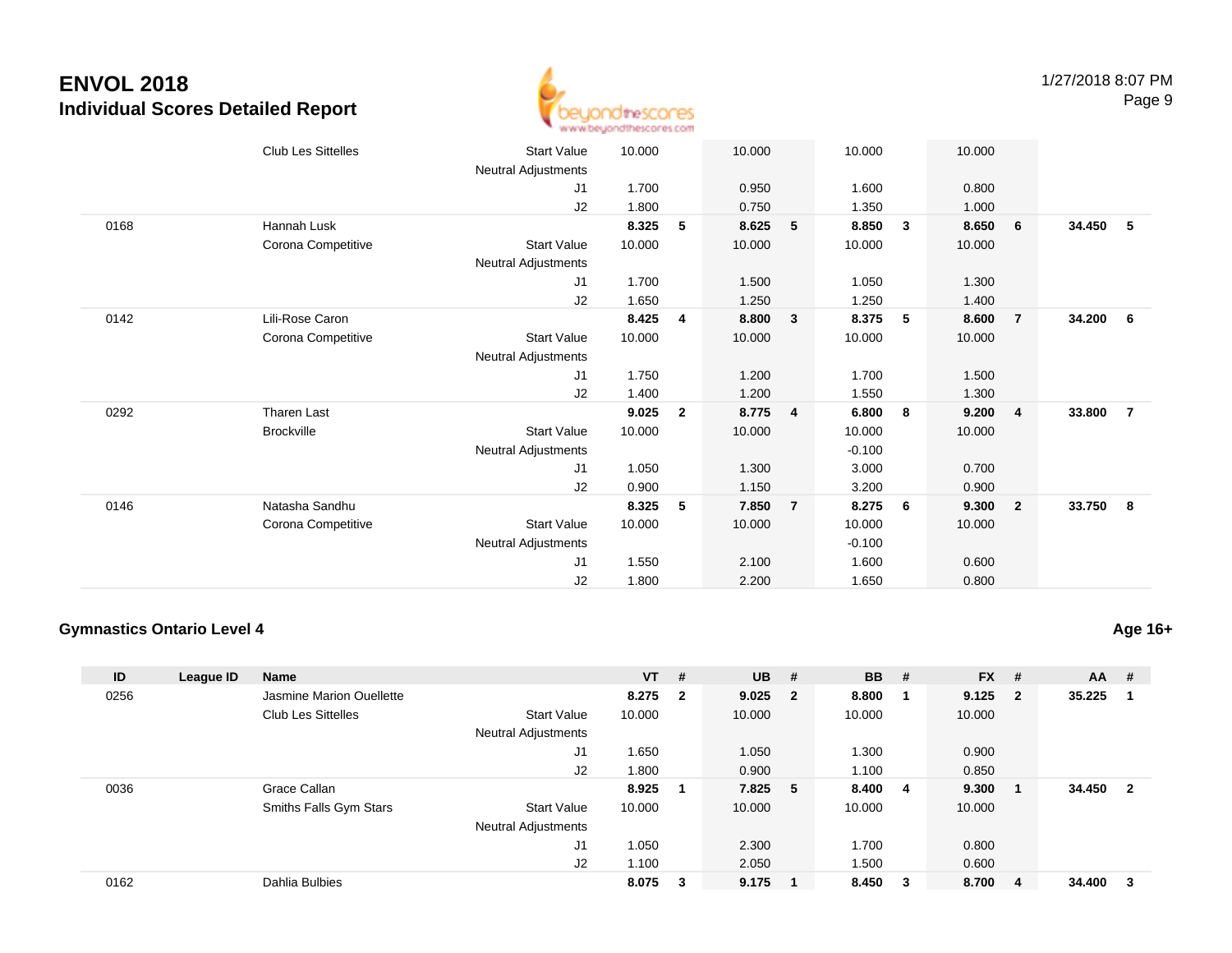| ID | League ID | Name | | VT | # | UB | # | BB | # | FX | # | AA | # |
|---|---|---|---|---|---|---|---|---|---|---|---|---|---|
| | | Club Les Sittelles | Start Value | 10.000 | | 10.000 | | 10.000 | | 10.000 | | | |
| | | | Neutral Adjustments | | | | | | | | | | |
| | | | J1 | 1.700 | | 0.950 | | 1.600 | | 0.800 | | | |
| | | | J2 | 1.800 | | 0.750 | | 1.350 | | 1.000 | | | |
| 0168 | | Hannah Lusk | | **8.325** | **5** | **8.625** | **5** | **8.850** | **3** | **8.650** | **6** | **34.450** | **5** |
| | | Corona Competitive | Start Value | 10.000 | | 10.000 | | 10.000 | | 10.000 | | | |
| | | | Neutral Adjustments | | | | | | | | | | |
| | | | J1 | 1.700 | | 1.500 | | 1.050 | | 1.300 | | | |
| | | | J2 | 1.650 | | 1.250 | | 1.250 | | 1.400 | | | |
| 0142 | | Lili-Rose Caron | | **8.425** | **4** | **8.800** | **3** | **8.375** | **5** | **8.600** | **7** | **34.200** | **6** |
| | | Corona Competitive | Start Value | 10.000 | | 10.000 | | 10.000 | | 10.000 | | | |
| | | | Neutral Adjustments | | | | | | | | | | |
| | | | J1 | 1.750 | | 1.200 | | 1.700 | | 1.500 | | | |
| | | | J2 | 1.400 | | 1.200 | | 1.550 | | 1.300 | | | |
| 0292 | | Tharen Last | | **9.025** | **2** | **8.775** | **4** | **6.800** | **8** | **9.200** | **4** | **33.800** | **7** |
| | | Brockville | Start Value | 10.000 | | 10.000 | | 10.000 | | 10.000 | | | |
| | | | Neutral Adjustments | | | | | -0.100 | | | | | |
| | | | J1 | 1.050 | | 1.300 | | 3.000 | | 0.700 | | | |
| | | | J2 | 0.900 | | 1.150 | | 3.200 | | 0.900 | | | |
| 0146 | | Natasha Sandhu | | **8.325** | **5** | **7.850** | **7** | **8.275** | **6** | **9.300** | **2** | **33.750** | **8** |
| | | Corona Competitive | Start Value | 10.000 | | 10.000 | | 10.000 | | 10.000 | | | |
| | | | Neutral Adjustments | | | | | -0.100 | | | | | |
| | | | J1 | 1.550 | | 2.100 | | 1.600 | | 0.600 | | | |
| | | | J2 | 1.800 | | 2.200 | | 1.650 | | 0.800 | | | |

## Gymnastics Ontario Level 4

**Age 16+**

| ID | League ID | Name | | VT | # | UB | # | BB | # | FX | # | AA | # |
|---|---|---|---|---|---|---|---|---|---|---|---|---|---|
| 0256 | | Jasmine Marion Ouellette | | **8.275** | **2** | **9.025** | **2** | **8.800** | **1** | **9.125** | **2** | **35.225** | **1** |
| | | Club Les Sittelles | Start Value | 10.000 | | 10.000 | | 10.000 | | 10.000 | | | |
| | | | Neutral Adjustments | | | | | | | | | | |
| | | | J1 | 1.650 | | 1.050 | | 1.300 | | 0.900 | | | |
| | | | J2 | 1.800 | | 0.900 | | 1.100 | | 0.850 | | | |
| 0036 | | Grace Callan | | **8.925** | **1** | **7.825** | **5** | **8.400** | **4** | **9.300** | **1** | **34.450** | **2** |
| | | Smiths Falls Gym Stars | Start Value | 10.000 | | 10.000 | | 10.000 | | 10.000 | | | |
| | | | Neutral Adjustments | | | | | | | | | | |
| | | | J1 | 1.050 | | 2.300 | | 1.700 | | 0.800 | | | |
| | | | J2 | 1.100 | | 2.050 | | 1.500 | | 0.600 | | | |
| 0162 | | Dahlia Bulbies | | **8.075** | **3** | **9.175** | **1** | **8.450** | **3** | **8.700** | **4** | **34.400** | **3** |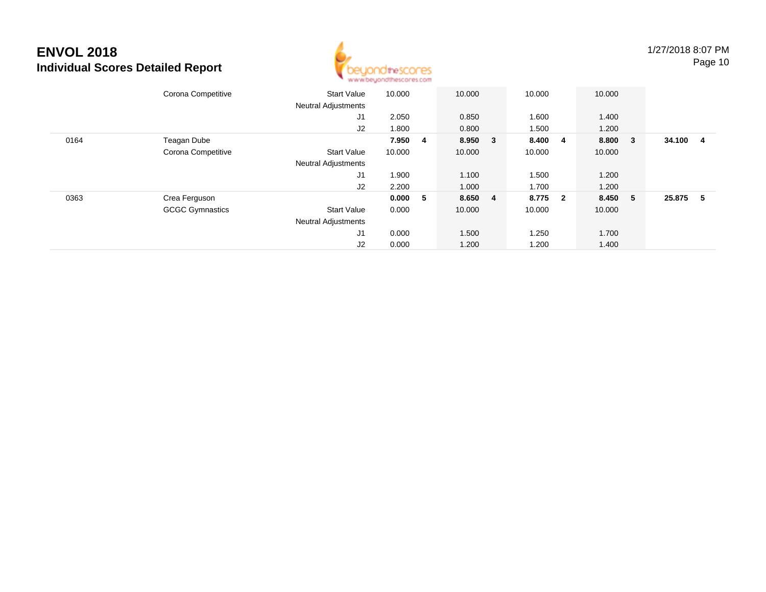# ENVOL 2018
## Individual Scores Detailed Report

1/27/2018 8:07 PM

| | | | | | | | | | | | | |
|---|---|---|---|---|---|---|---|---|---|---|---|---|
| | Corona Competitive | Start Value | 10.000 | | 10.000 | | 10.000 | | 10.000 | | | |
| | | Neutral Adjustments | | | | | | | | | | |
| | | J1 | 2.050 | | 0.850 | | 1.600 | | 1.400 | | | |
| | | J2 | 1.800 | | 0.800 | | 1.500 | | 1.200 | | | |
| 0164 | Teagan Dube | | **7.950** | **4** | **8.950** | **3** | **8.400** | **4** | **8.800** | **3** | **34.100** | **4** |
| | Corona Competitive | Start Value | 10.000 | | 10.000 | | 10.000 | | 10.000 | | | |
| | | Neutral Adjustments | | | | | | | | | | |
| | | J1 | 1.900 | | 1.100 | | 1.500 | | 1.200 | | | |
| | | J2 | 2.200 | | 1.000 | | 1.700 | | 1.200 | | | |
| 0363 | Crea Ferguson | | **0.000** | **5** | **8.650** | **4** | **8.775** | **2** | **8.450** | **5** | **25.875** | **5** |
| | GCGC Gymnastics | Start Value | 0.000 | | 10.000 | | 10.000 | | 10.000 | | | |
| | | Neutral Adjustments | | | | | | | | | | |
| | | J1 | 0.000 | | 1.500 | | 1.250 | | 1.700 | | | |
| | | J2 | 0.000 | | 1.200 | | 1.200 | | 1.400 | | | |